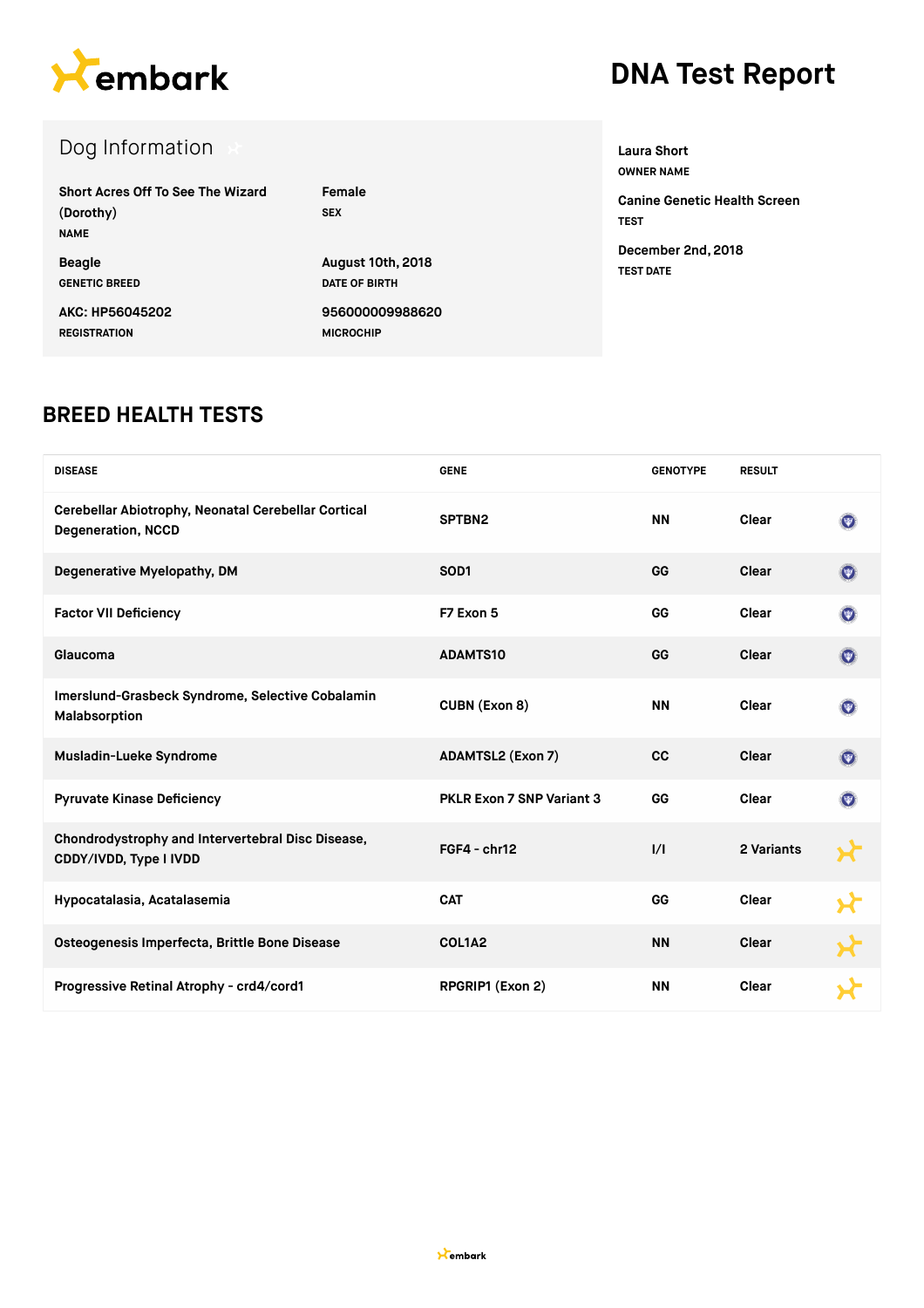embark

# DNA Test Report

## Dog Information

**Short Acres Off To See The Wizard (Dorothy)**
NAME

**Female**
SEX

**Beagle**
GENETIC BREED

**August 10th, 2018**
DATE OF BIRTH

**AKC: HP56045202**
REGISTRATION

**956000009988620**
MICROCHIP

**Laura Short**
OWNER NAME

**Canine Genetic Health Screen**
TEST

**December 2nd, 2018**
TEST DATE

## BREED HEALTH TESTS

| DISEASE | GENE | GENOTYPE | RESULT |
|---|---|---|---|
| Cerebellar Abiotrophy, Neonatal Cerebellar Cortical Degeneration, NCCD | SPTBN2 | NN | Clear |
| Degenerative Myelopathy, DM | SOD1 | GG | Clear |
| Factor VII Deficiency | F7 Exon 5 | GG | Clear |
| Glaucoma | ADAMTS10 | GG | Clear |
| Imerslund-Grasbeck Syndrome, Selective Cobalamin Malabsorption | CUBN (Exon 8) | NN | Clear |
| Musladin-Lueke Syndrome | ADAMTSL2 (Exon 7) | CC | Clear |
| Pyruvate Kinase Deficiency | PKLR Exon 7 SNP Variant 3 | GG | Clear |
| Chondrodystrophy and Intervertebral Disc Disease, CDDY/IVDD, Type I IVDD | FGF4 - chr12 | I/I | 2 Variants |
| Hypocatalasia, Acatalasemia | CAT | GG | Clear |
| Osteogenesis Imperfecta, Brittle Bone Disease | COL1A2 | NN | Clear |
| Progressive Retinal Atrophy - crd4/cord1 | RPGRIP1 (Exon 2) | NN | Clear |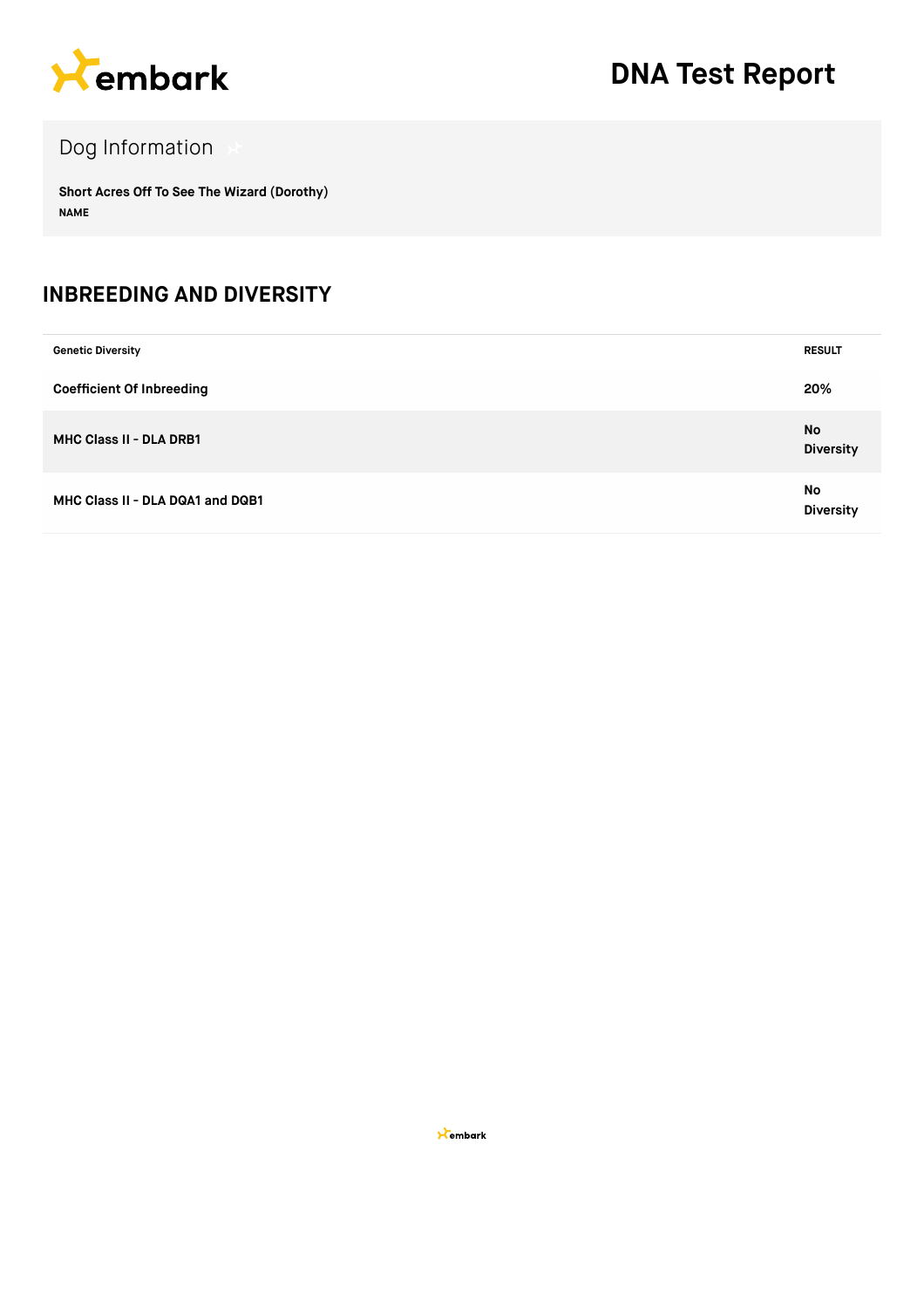# DNA Test Report

## Dog Information

**Short Acres Off To See The Wizard (Dorothy)**
**NAME**

## INBREEDING AND DIVERSITY

| Genetic Diversity | RESULT |
| --- | --- |
| **Coefficient Of Inbreeding** | **20%** |
| **MHC Class II - DLA DRB1** | **No Diversity** |
| **MHC Class II - DLA DQA1 and DQB1** | **No Diversity** |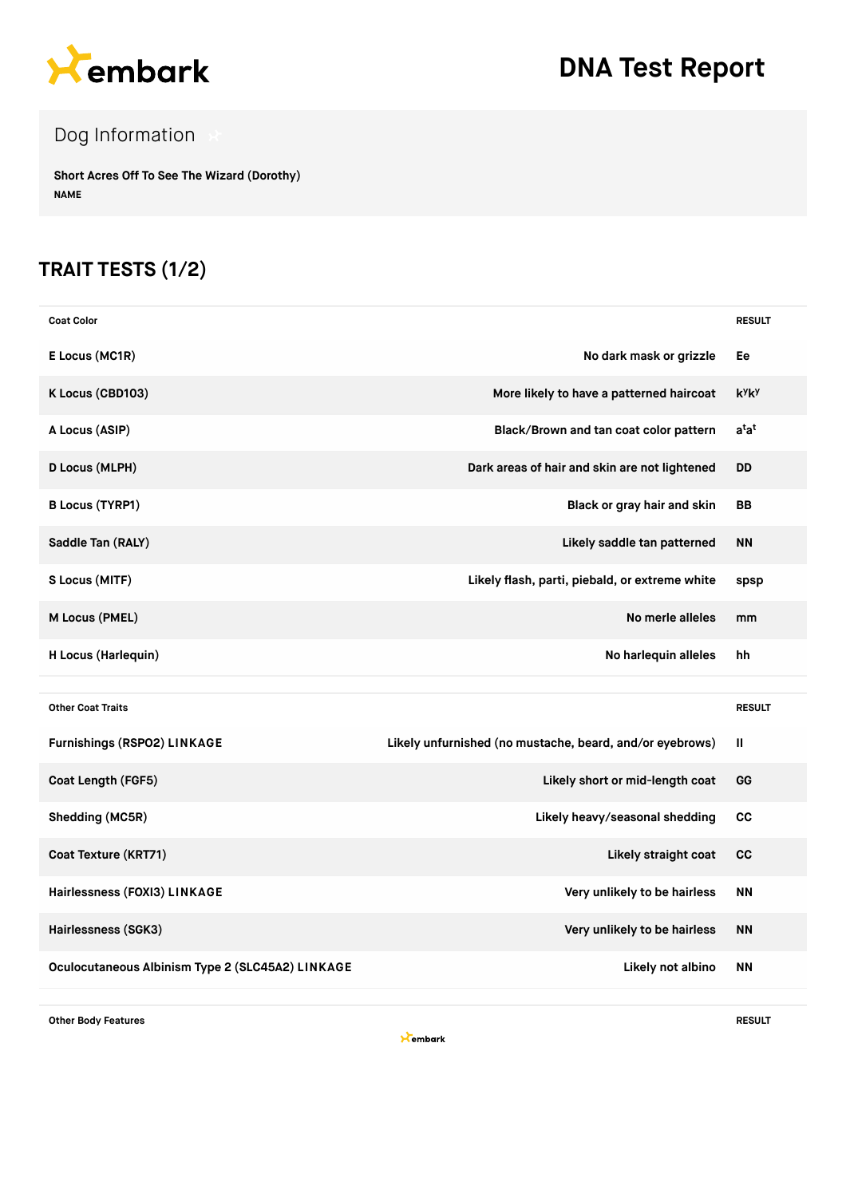# embark

# DNA Test Report

## Dog Information

**Short Acres Off To See The Wizard (Dorothy)**
NAME

## TRAIT TESTS (1/2)

| Coat Color | | RESULT |
|---|---|---|
| E Locus (MC1R) | No dark mask or grizzle | Ee |
| K Locus (CBD103) | More likely to have a patterned haircoat | $k^yk^y$ |
| A Locus (ASIP) | Black/Brown and tan coat color pattern | $a^ta^t$ |
| D Locus (MLPH) | Dark areas of hair and skin are not lightened | DD |
| B Locus (TYRP1) | Black or gray hair and skin | BB |
| Saddle Tan (RALY) | Likely saddle tan patterned | NN |
| S Locus (MITF) | Likely flash, parti, piebald, or extreme white | spsp |
| M Locus (PMEL) | No merle alleles | mm |
| H Locus (Harlequin) | No harlequin alleles | hh |

| Other Coat Traits | | RESULT |
|---|---|---|
| Furnishings (RSPO2) LINKAGE | Likely unfurnished (no mustache, beard, and/or eyebrows) | II |
| Coat Length (FGF5) | Likely short or mid-length coat | GG |
| Shedding (MC5R) | Likely heavy/seasonal shedding | CC |
| Coat Texture (KRT71) | Likely straight coat | CC |
| Hairlessness (FOXI3) LINKAGE | Very unlikely to be hairless | NN |
| Hairlessness (SGK3) | Very unlikely to be hairless | NN |
| Oculocutaneous Albinism Type 2 (SLC45A2) LINKAGE | Likely not albino | NN |

| Other Body Features | | RESULT |
|---|---|---|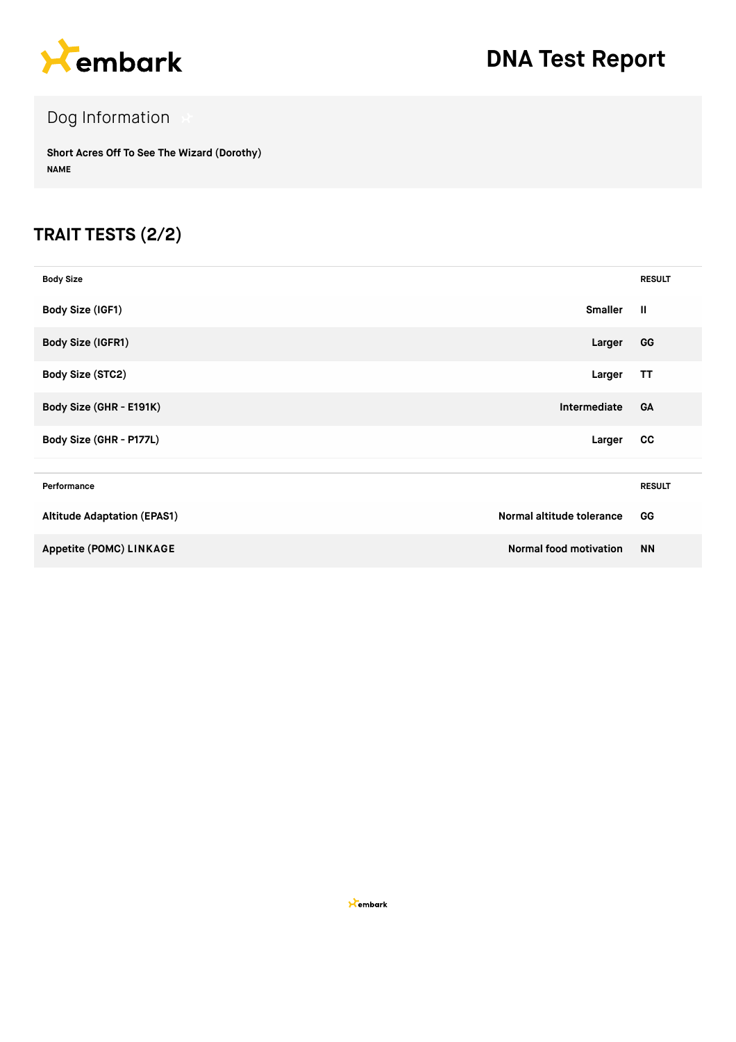embark

# DNA Test Report

## Dog Information

**Short Acres Off To See The Wizard (Dorothy)**
NAME

## TRAIT TESTS (2/2)

| Body Size | | RESULT |
|---|---|---|
| Body Size (IGF1) | Smaller | II |
| Body Size (IGFR1) | Larger | GG |
| Body Size (STC2) | Larger | TT |
| Body Size (GHR - E191K) | Intermediate | GA |
| Body Size (GHR - P177L) | Larger | CC |

| Performance | | RESULT |
|---|---|---|
| Altitude Adaptation (EPAS1) | Normal altitude tolerance | GG |
| Appetite (POMC) LINKAGE | Normal food motivation | NN |